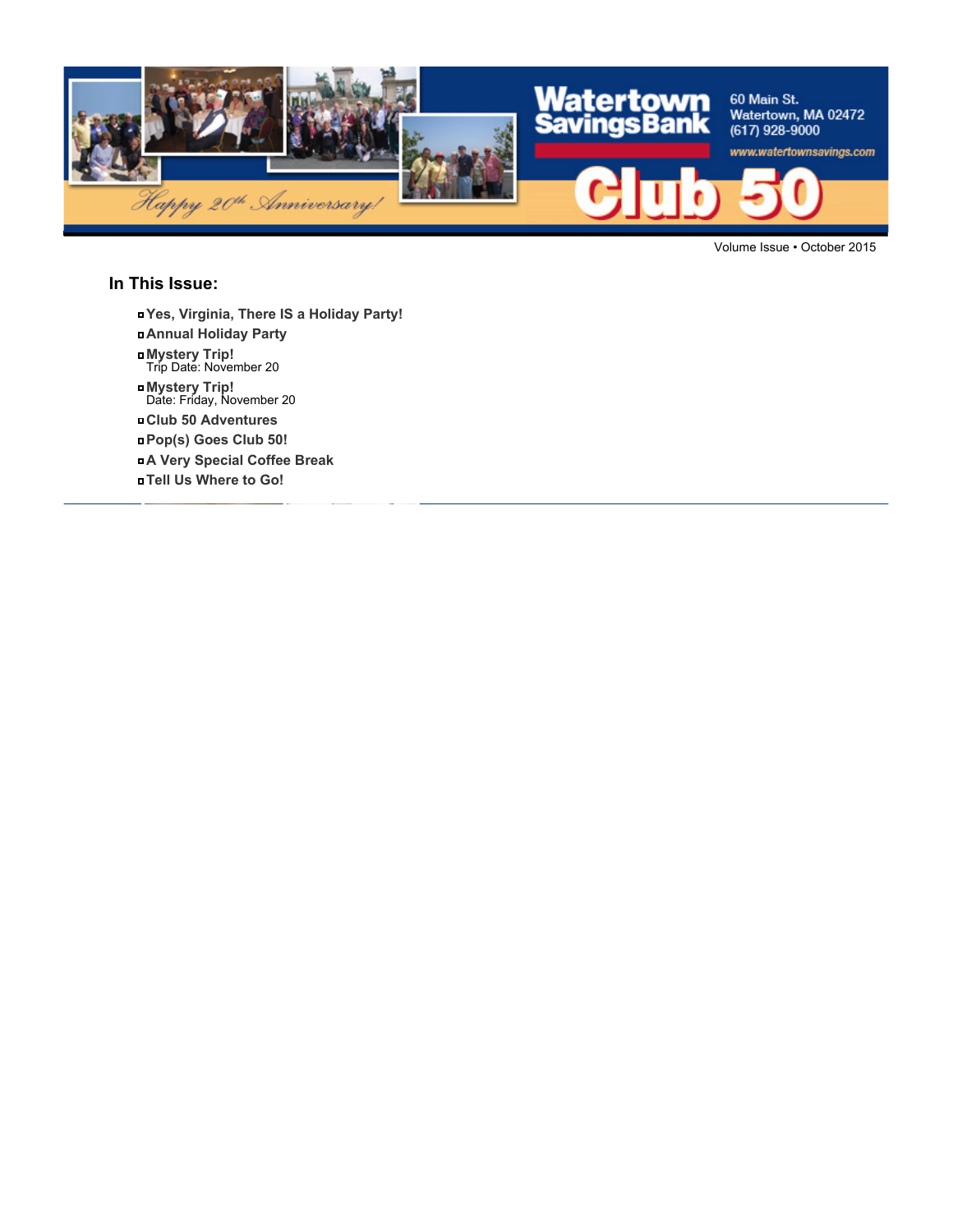Watertown Savings Bank

60 Main St.
Watertown, MA 02472
(617) 928-9000
www.watertownsavings.com

Happy 20th Anniversary!

# Club 50

Volume Issue • October 2015

## In This Issue:

- **Yes, Virginia, There IS a Holiday Party!**
- **Annual Holiday Party**
- **Mystery Trip!**
  Trip Date: November 20
- **Mystery Trip!**
  Date: Friday, November 20
- **Club 50 Adventures**
- **Pop(s) Goes Club 50!**
- **A Very Special Coffee Break**
- **Tell Us Where to Go!**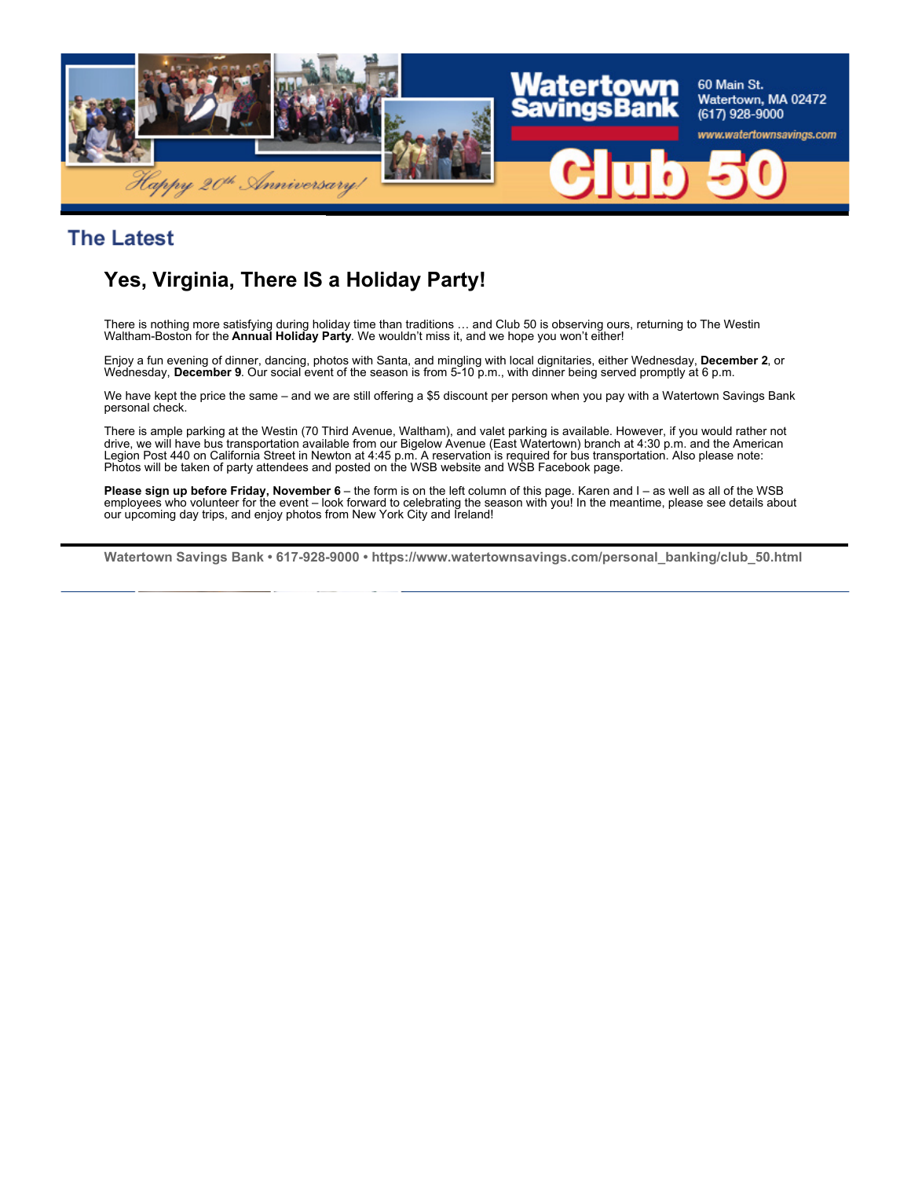## The Latest

### Yes, Virginia, There IS a Holiday Party!

There is nothing more satisfying during holiday time than traditions … and Club 50 is observing ours, returning to The Westin Waltham-Boston for the **Annual Holiday Party**. We wouldn't miss it, and we hope you won't either!

Enjoy a fun evening of dinner, dancing, photos with Santa, and mingling with local dignitaries, either Wednesday, **December 2**, or Wednesday, **December 9**. Our social event of the season is from 5-10 p.m., with dinner being served promptly at 6 p.m.

We have kept the price the same – and we are still offering a $5 discount per person when you pay with a Watertown Savings Bank personal check.

There is ample parking at the Westin (70 Third Avenue, Waltham), and valet parking is available. However, if you would rather not drive, we will have bus transportation available from our Bigelow Avenue (East Watertown) branch at 4:30 p.m. and the American Legion Post 440 on California Street in Newton at 4:45 p.m. A reservation is required for bus transportation. Also please note: Photos will be taken of party attendees and posted on the WSB website and WSB Facebook page.

**Please sign up before Friday, November 6** – the form is on the left column of this page. Karen and I – as well as all of the WSB employees who volunteer for the event – look forward to celebrating the season with you! In the meantime, please see details about our upcoming day trips, and enjoy photos from New York City and Ireland!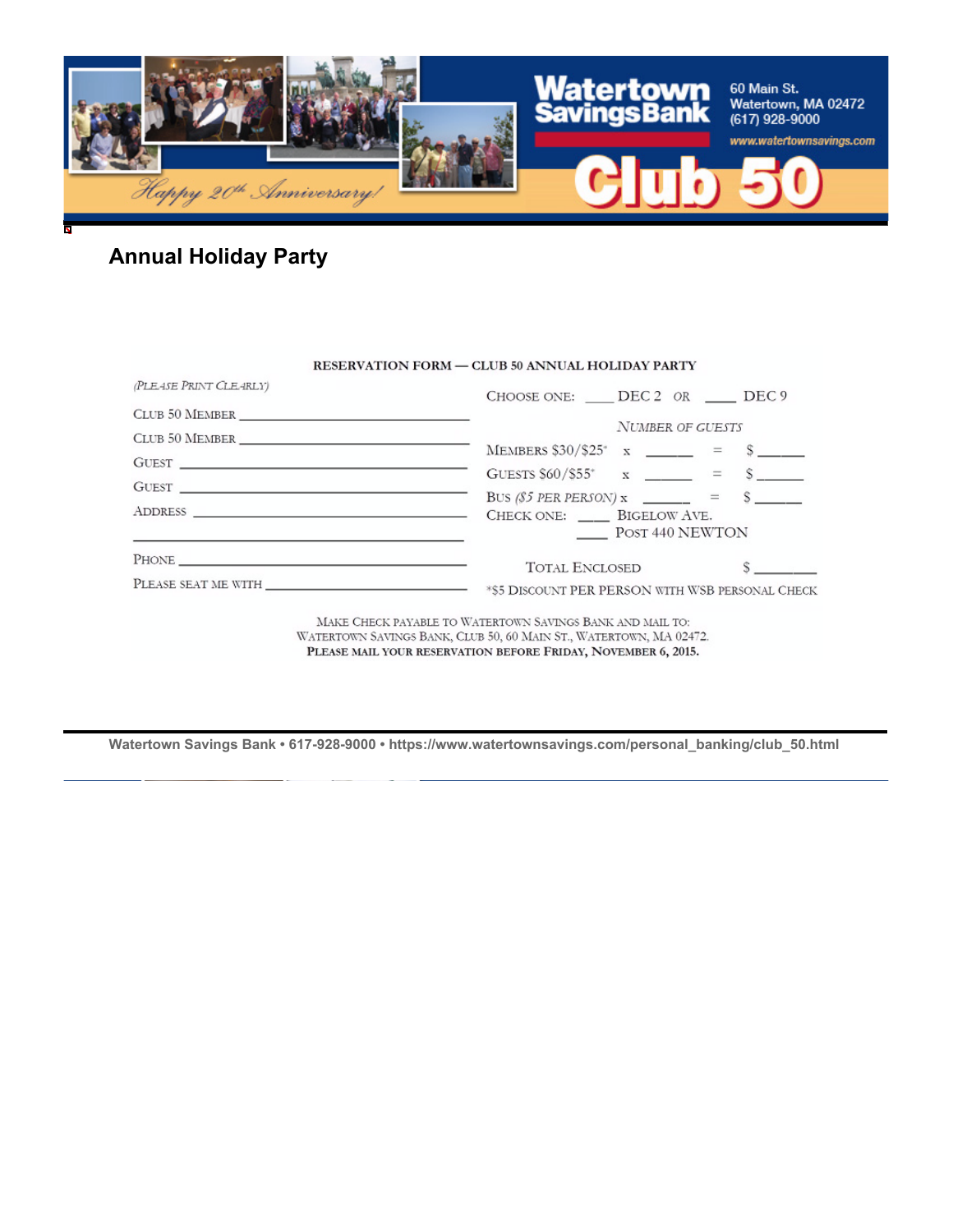Watertown Savings Bank

60 Main St.
Watertown, MA 02472
(617) 928-9000
www.watertownsavings.com

Club 50

Happy 20th Anniversary!

## Annual Holiday Party

**RESERVATION FORM — CLUB 50 ANNUAL HOLIDAY PARTY**

*(Please Print Clearly)*

Club 50 Member ______________________________

Club 50 Member ______________________________

Guest ______________________________

Guest ______________________________

Address ______________________________

______________________________

Phone ______________________________

Please seat me with ______________________________

Choose one: ____ DEC 2 *or* ____ DEC 9

*Number of Guests*

Members $30/$25* x ______ = $ ______

Guests $60/$55* x ______ = $ ______

Bus *($5 per person)* x ______ = $ ______

Check one: ____ Bigelow Ave.
____ Post 440 NEWTON

Total Enclosed $ _______

*$5 Discount per person with WSB personal check

Make check payable to Watertown Savings Bank and mail to:
Watertown Savings Bank, Club 50, 60 Main St., Watertown, MA 02472.
**Please mail your reservation before Friday, November 6, 2015.**

Watertown Savings Bank • 617-928-9000 • https://www.watertownsavings.com/personal_banking/club_50.html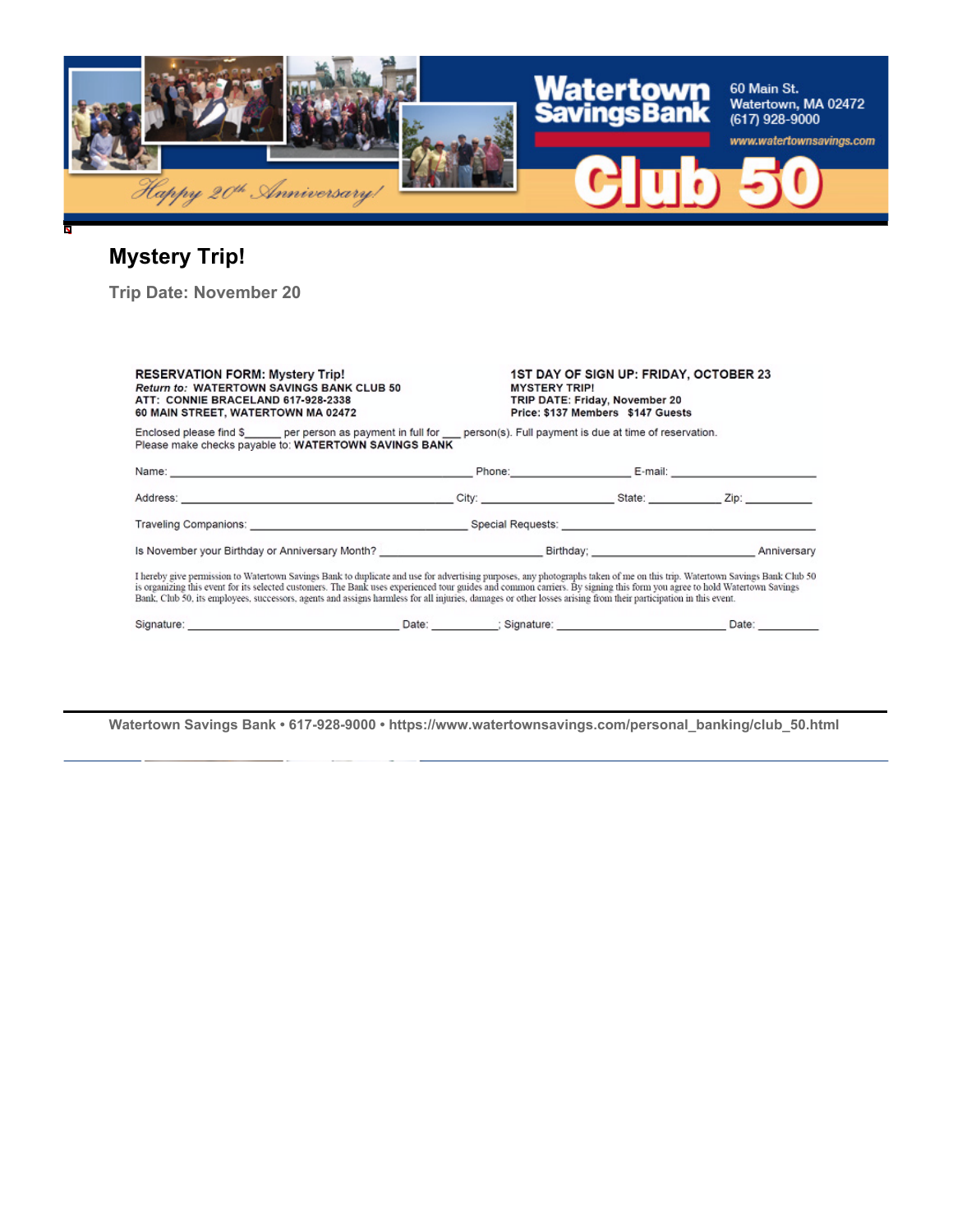Watertown Savings Bank

60 Main St.
Watertown, MA 02472
(617) 928-9000

www.watertownsavings.com

Happy 20th Anniversary!

Club 50

# Mystery Trip!

**Trip Date: November 20**

**RESERVATION FORM: Mystery Trip!**
***Return to:*** **WATERTOWN SAVINGS BANK CLUB 50**
**ATT: CONNIE BRACELAND 617-928-2338**
**60 MAIN STREET, WATERTOWN MA 02472**

**1ST DAY OF SIGN UP: FRIDAY, OCTOBER 23**
**MYSTERY TRIP!**
**TRIP DATE: Friday, November 20**
**Price: $137 Members $147 Guests**

Enclosed please find $______ per person as payment in full for ___ person(s). Full payment is due at time of reservation.
Please make checks payable to: **WATERTOWN SAVINGS BANK**

Name: ______________________________ Phone:_______________ E-mail: ____________________

Address: ______________________________ City: _______________ State: __________ Zip: __________

Traveling Companions: ______________________________ Special Requests: ______________________________

Is November your Birthday or Anniversary Month? ______________________ Birthday; ______________________ Anniversary

I hereby give permission to Watertown Savings Bank to duplicate and use for advertising purposes, any photographs taken of me on this trip. Watertown Savings Bank Club 50 is organizing this event for its selected customers. The Bank uses experienced tour guides and common carriers. By signing this form you agree to hold Watertown Savings Bank, Club 50, its employees, successors, agents and assigns harmless for all injuries, damages or other losses arising from their participation in this event.

Signature: ______________________________ Date: __________; Signature: ______________________________ Date: __________

Watertown Savings Bank • 617-928-9000 • https://www.watertownsavings.com/personal_banking/club_50.html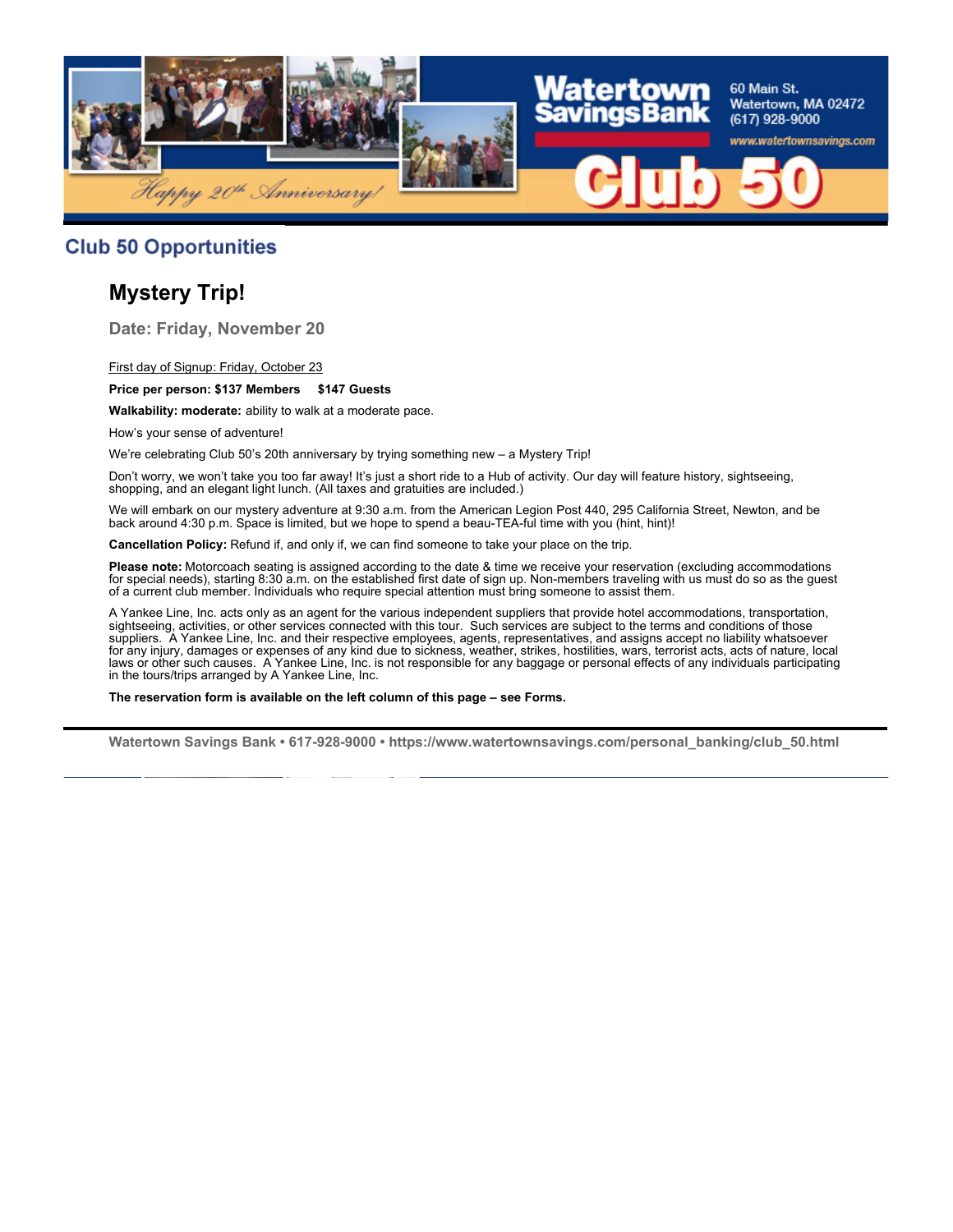## Club 50 Opportunities

# Mystery Trip!

### Date: Friday, November 20

First day of Signup: Friday, October 23

**Price per person: $137 Members     $147 Guests**

**Walkability: moderate:** ability to walk at a moderate pace.

How's your sense of adventure!

We're celebrating Club 50's 20th anniversary by trying something new – a Mystery Trip!

Don't worry, we won't take you too far away! It's just a short ride to a Hub of activity. Our day will feature history, sightseeing, shopping, and an elegant light lunch. (All taxes and gratuities are included.)

We will embark on our mystery adventure at 9:30 a.m. from the American Legion Post 440, 295 California Street, Newton, and be back around 4:30 p.m. Space is limited, but we hope to spend a beau-TEA-ful time with you (hint, hint)!

**Cancellation Policy:** Refund if, and only if, we can find someone to take your place on the trip.

**Please note:** Motorcoach seating is assigned according to the date & time we receive your reservation (excluding accommodations for special needs), starting 8:30 a.m. on the established first date of sign up. Non-members traveling with us must do so as the guest of a current club member. Individuals who require special attention must bring someone to assist them.

A Yankee Line, Inc. acts only as an agent for the various independent suppliers that provide hotel accommodations, transportation, sightseeing, activities, or other services connected with this tour. Such services are subject to the terms and conditions of those suppliers. A Yankee Line, Inc. and their respective employees, agents, representatives, and assigns accept no liability whatsoever for any injury, damages or expenses of any kind due to sickness, weather, strikes, hostilities, wars, terrorist acts, acts of nature, local laws or other such causes. A Yankee Line, Inc. is not responsible for any baggage or personal effects of any individuals participating in the tours/trips arranged by A Yankee Line, Inc.

**The reservation form is available on the left column of this page – see Forms.**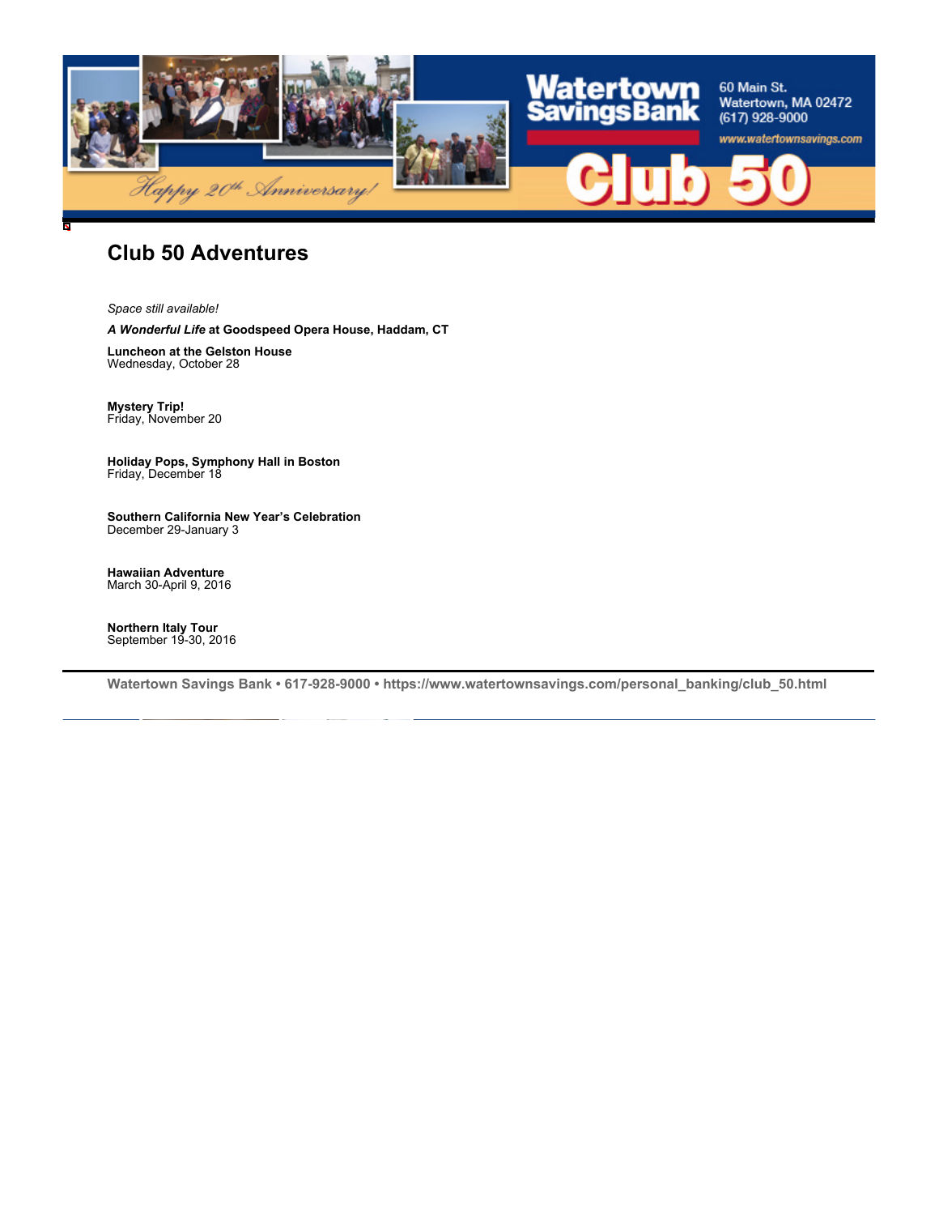# Club 50 Adventures

*Space still available!*

***A Wonderful Life* at Goodspeed Opera House, Haddam, CT**

**Luncheon at the Gelston House**
Wednesday, October 28

**Mystery Trip!**
Friday, November 20

**Holiday Pops, Symphony Hall in Boston**
Friday, December 18

**Southern California New Year's Celebration**
December 29-January 3

**Hawaiian Adventure**
March 30-April 9, 2016

**Northern Italy Tour**
September 19-30, 2016

**Watertown Savings Bank • 617-928-9000 • https://www.watertownsavings.com/personal_banking/club_50.html**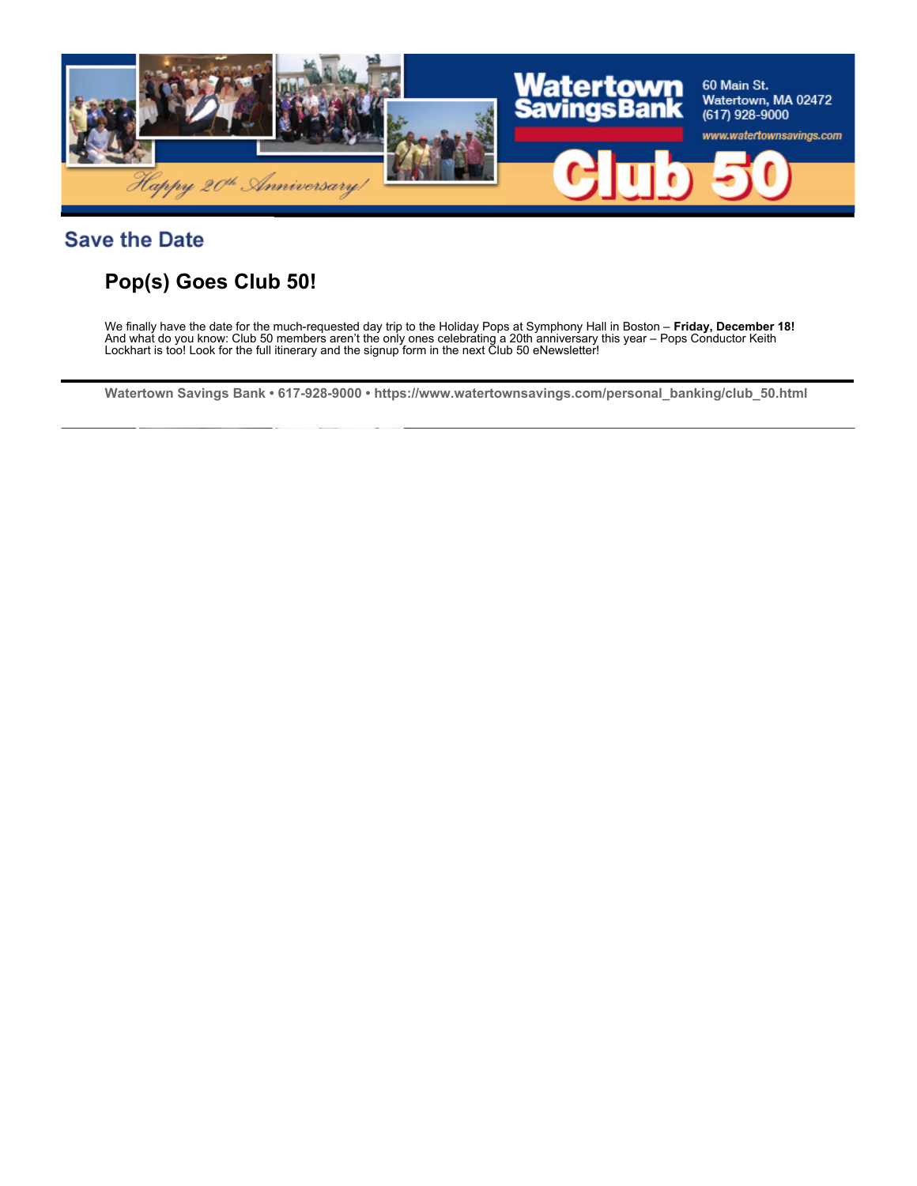## Save the Date

### Pop(s) Goes Club 50!

We finally have the date for the much-requested day trip to the Holiday Pops at Symphony Hall in Boston – **Friday, December 18!** And what do you know: Club 50 members aren't the only ones celebrating a 20th anniversary this year – Pops Conductor Keith Lockhart is too! Look for the full itinerary and the signup form in the next Club 50 eNewsletter!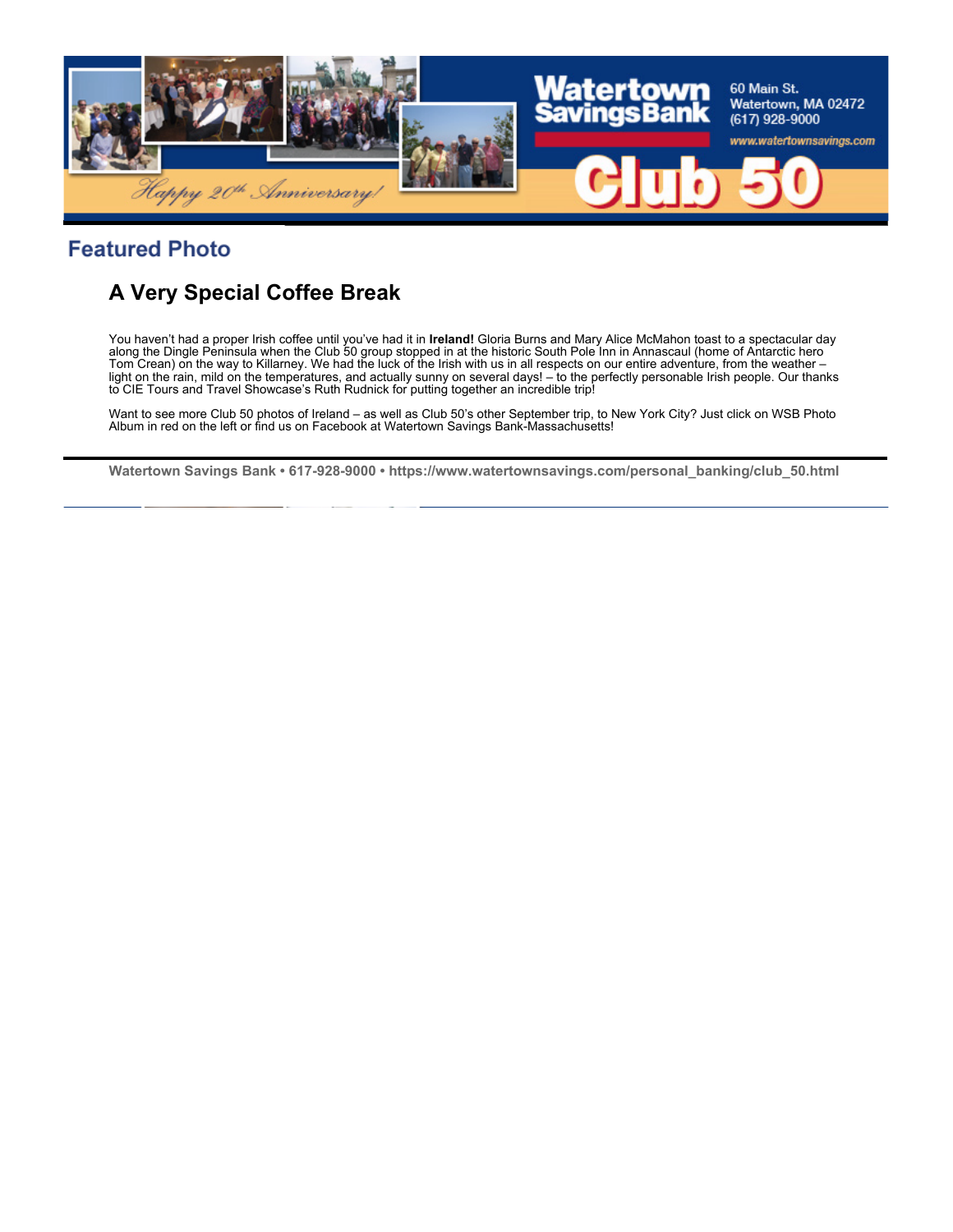## Featured Photo

### A Very Special Coffee Break

You haven't had a proper Irish coffee until you've had it in **Ireland!** Gloria Burns and Mary Alice McMahon toast to a spectacular day along the Dingle Peninsula when the Club 50 group stopped in at the historic South Pole Inn in Annascaul (home of Antarctic hero Tom Crean) on the way to Killarney. We had the luck of the Irish with us in all respects on our entire adventure, from the weather – light on the rain, mild on the temperatures, and actually sunny on several days! – to the perfectly personable Irish people. Our thanks to CIE Tours and Travel Showcase's Ruth Rudnick for putting together an incredible trip!

Want to see more Club 50 photos of Ireland – as well as Club 50's other September trip, to New York City? Just click on WSB Photo Album in red on the left or find us on Facebook at Watertown Savings Bank-Massachusetts!

---

**Watertown Savings Bank • 617-928-9000 • https://www.watertownsavings.com/personal_banking/club_50.html**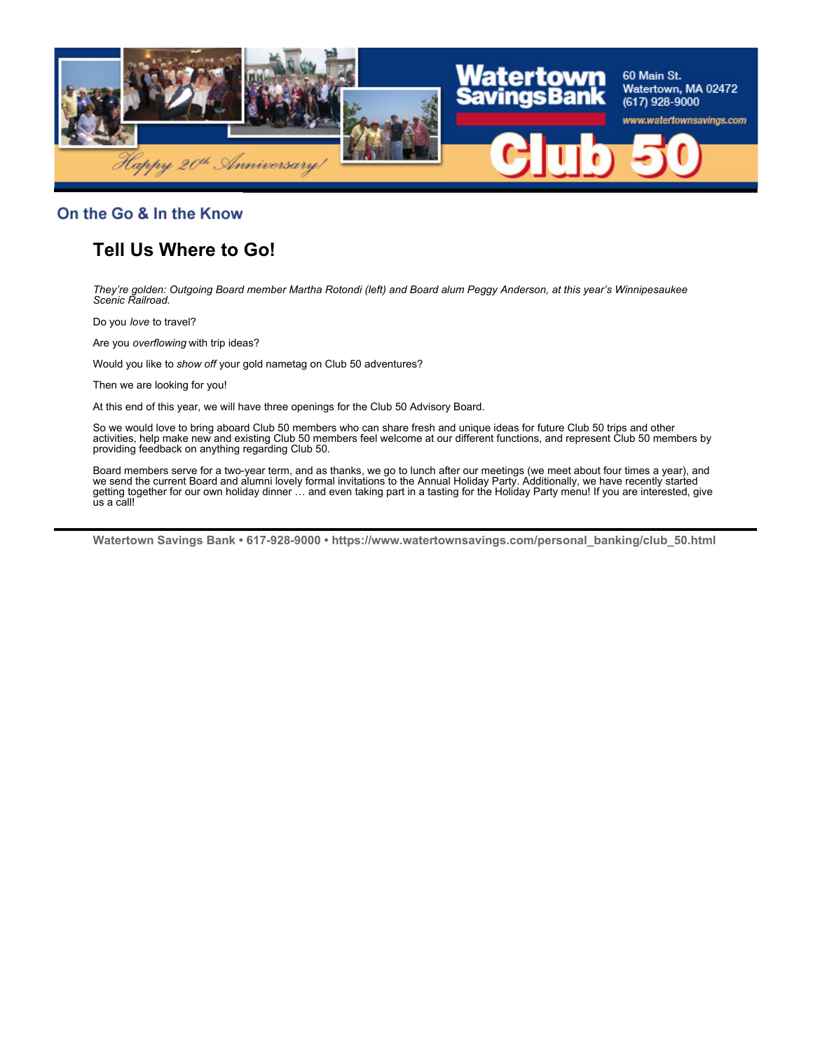## On the Go & In the Know

# Tell Us Where to Go!

*They're golden: Outgoing Board member Martha Rotondi (left) and Board alum Peggy Anderson, at this year's Winnipesaukee Scenic Railroad.*

Do you *love* to travel?

Are you *overflowing* with trip ideas?

Would you like to *show off* your gold nametag on Club 50 adventures?

Then we are looking for you!

At this end of this year, we will have three openings for the Club 50 Advisory Board.

So we would love to bring aboard Club 50 members who can share fresh and unique ideas for future Club 50 trips and other activities, help make new and existing Club 50 members feel welcome at our different functions, and represent Club 50 members by providing feedback on anything regarding Club 50.

Board members serve for a two-year term, and as thanks, we go to lunch after our meetings (we meet about four times a year), and we send the current Board and alumni lovely formal invitations to the Annual Holiday Party. Additionally, we have recently started getting together for our own holiday dinner … and even taking part in a tasting for the Holiday Party menu! If you are interested, give us a call!